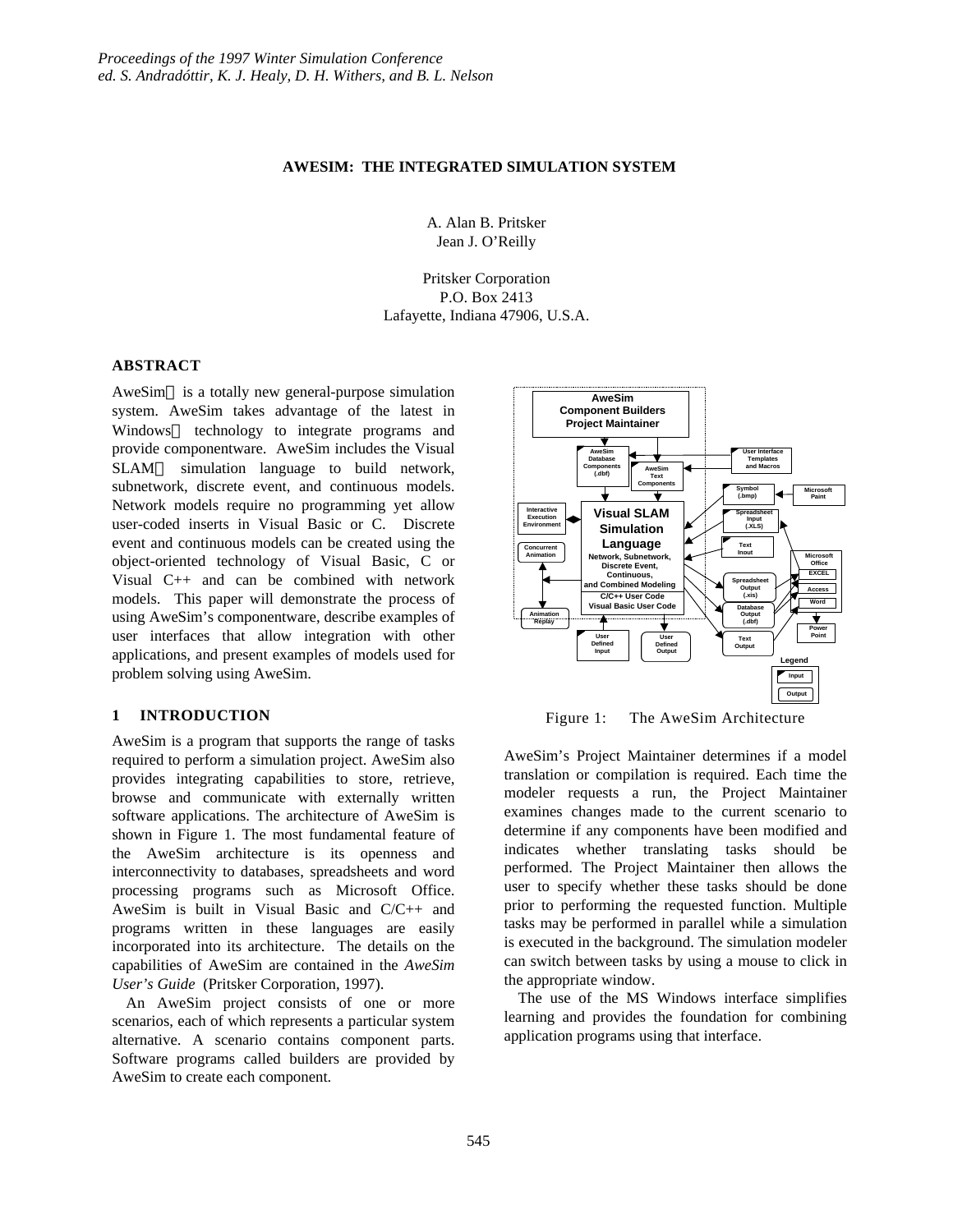*Proceedings of the 1997 Winter Simulation Conference*
*ed. S. Andradóttir, K. J. Healy, D. H. Withers, and B. L. Nelson*

# AWESIM: THE INTEGRATED SIMULATION SYSTEM

A. Alan B. Pritsker
Jean J. O'Reilly

Pritsker Corporation
P.O. Box 2413
Lafayette, Indiana 47906, U.S.A.

## ABSTRACT

AweSim is a totally new general-purpose simulation system. AweSim takes advantage of the latest in Windows technology to integrate programs and provide componentware. AweSim includes the Visual SLAM simulation language to build network, subnetwork, discrete event, and continuous models. Network models require no programming yet allow user-coded inserts in Visual Basic or C. Discrete event and continuous models can be created using the object-oriented technology of Visual Basic, C or Visual C++ and can be combined with network models. This paper will demonstrate the process of using AweSim's componentware, describe examples of user interfaces that allow integration with other applications, and present examples of models used for problem solving using AweSim.

## 1 INTRODUCTION

AweSim is a program that supports the range of tasks required to perform a simulation project. AweSim also provides integrating capabilities to store, retrieve, browse and communicate with externally written software applications. The architecture of AweSim is shown in Figure 1. The most fundamental feature of the AweSim architecture is its openness and interconnectivity to databases, spreadsheets and word processing programs such as Microsoft Office. AweSim is built in Visual Basic and C/C++ and programs written in these languages are easily incorporated into its architecture. The details on the capabilities of AweSim are contained in the *AweSim User's Guide* (Pritsker Corporation, 1997).

An AweSim project consists of one or more scenarios, each of which represents a particular system alternative. A scenario contains component parts. Software programs called builders are provided by AweSim to create each component.

Figure 1: The AweSim Architecture

AweSim's Project Maintainer determines if a model translation or compilation is required. Each time the modeler requests a run, the Project Maintainer examines changes made to the current scenario to determine if any components have been modified and indicates whether translating tasks should be performed. The Project Maintainer then allows the user to specify whether these tasks should be done prior to performing the requested function. Multiple tasks may be performed in parallel while a simulation is executed in the background. The simulation modeler can switch between tasks by using a mouse to click in the appropriate window.

The use of the MS Windows interface simplifies learning and provides the foundation for combining application programs using that interface.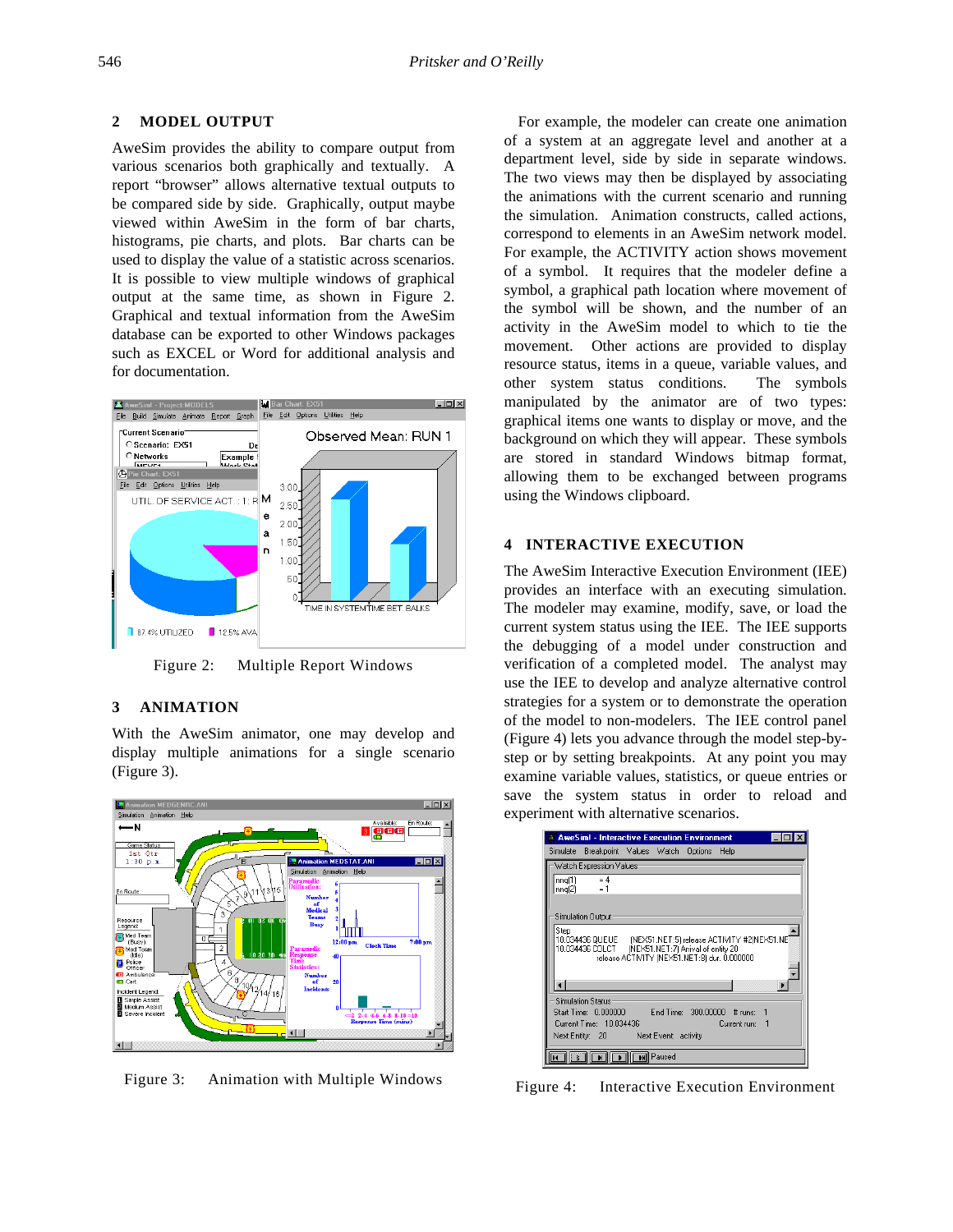## 2 MODEL OUTPUT

AweSim provides the ability to compare output from various scenarios both graphically and textually. A report "browser" allows alternative textual outputs to be compared side by side. Graphically, output maybe viewed within AweSim in the form of bar charts, histograms, pie charts, and plots. Bar charts can be used to display the value of a statistic across scenarios. It is possible to view multiple windows of graphical output at the same time, as shown in Figure 2. Graphical and textual information from the AweSim database can be exported to other Windows packages such as EXCEL or Word for additional analysis and for documentation.

Figure 2: Multiple Report Windows

## 3 ANIMATION

With the AweSim animator, one may develop and display multiple animations for a single scenario (Figure 3).

Figure 3: Animation with Multiple Windows

For example, the modeler can create one animation of a system at an aggregate level and another at a department level, side by side in separate windows. The two views may then be displayed by associating the animations with the current scenario and running the simulation. Animation constructs, called actions, correspond to elements in an AweSim network model. For example, the ACTIVITY action shows movement of a symbol. It requires that the modeler define a symbol, a graphical path location where movement of the symbol will be shown, and the number of an activity in the AweSim model to which to tie the movement. Other actions are provided to display resource status, items in a queue, variable values, and other system status conditions. The symbols manipulated by the animator are of two types: graphical items one wants to display or move, and the background on which they will appear. These symbols are stored in standard Windows bitmap format, allowing them to be exchanged between programs using the Windows clipboard.

## 4 INTERACTIVE EXECUTION

The AweSim Interactive Execution Environment (IEE) provides an interface with an executing simulation. The modeler may examine, modify, save, or load the current system status using the IEE. The IEE supports the debugging of a model under construction and verification of a completed model. The analyst may use the IEE to develop and analyze alternative control strategies for a system or to demonstrate the operation of the model to non-modelers. The IEE control panel (Figure 4) lets you advance through the model step-by-step or by setting breakpoints. At any point you may examine variable values, statistics, or queue entries or save the system status in order to reload and experiment with alternative scenarios.

Figure 4: Interactive Execution Environment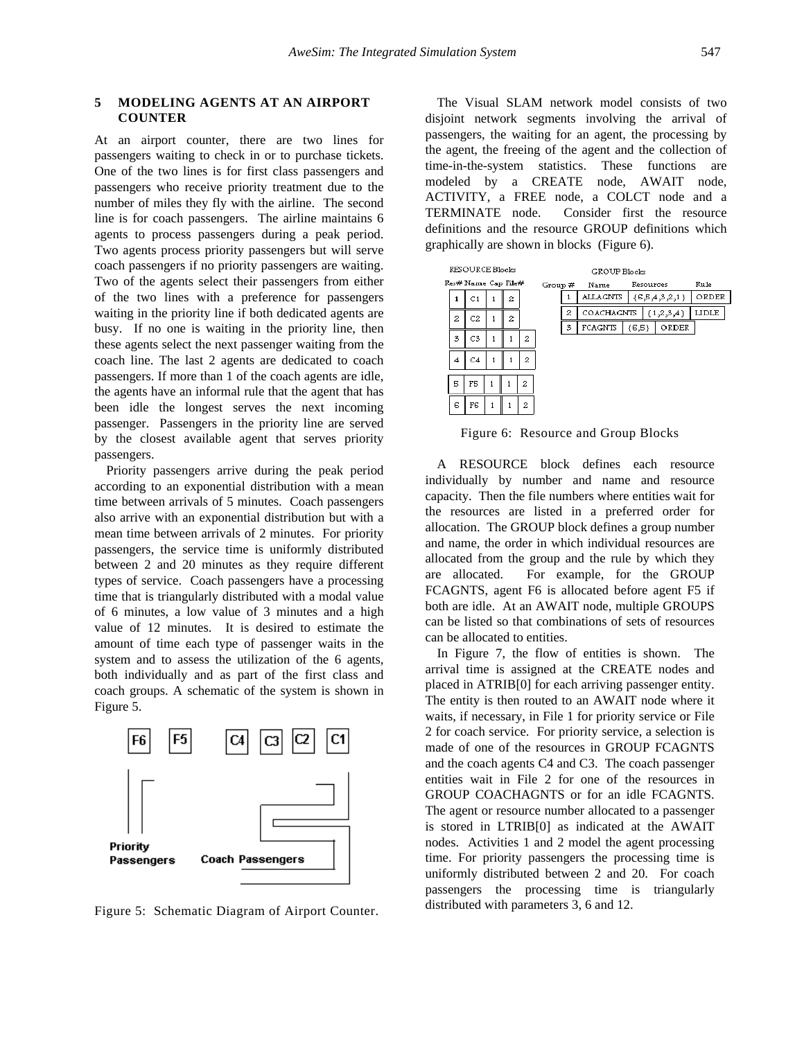## 5 MODELING AGENTS AT AN AIRPORT COUNTER

At an airport counter, there are two lines for passengers waiting to check in or to purchase tickets. One of the two lines is for first class passengers and passengers who receive priority treatment due to the number of miles they fly with the airline. The second line is for coach passengers. The airline maintains 6 agents to process passengers during a peak period. Two agents process priority passengers but will serve coach passengers if no priority passengers are waiting. Two of the agents select their passengers from either of the two lines with a preference for passengers waiting in the priority line if both dedicated agents are busy. If no one is waiting in the priority line, then these agents select the next passenger waiting from the coach line. The last 2 agents are dedicated to coach passengers. If more than 1 of the coach agents are idle, the agents have an informal rule that the agent that has been idle the longest serves the next incoming passenger. Passengers in the priority line are served by the closest available agent that serves priority passengers.

Priority passengers arrive during the peak period according to an exponential distribution with a mean time between arrivals of 5 minutes. Coach passengers also arrive with an exponential distribution but with a mean time between arrivals of 2 minutes. For priority passengers, the service time is uniformly distributed between 2 and 20 minutes as they require different types of service. Coach passengers have a processing time that is triangularly distributed with a modal value of 6 minutes, a low value of 3 minutes and a high value of 12 minutes. It is desired to estimate the amount of time each type of passenger waits in the system and to assess the utilization of the 6 agents, both individually and as part of the first class and coach groups. A schematic of the system is shown in Figure 5.

Figure 5: Schematic Diagram of Airport Counter.

The Visual SLAM network model consists of two disjoint network segments involving the arrival of passengers, the waiting for an agent, the processing by the agent, the freeing of the agent and the collection of time-in-the-system statistics. These functions are modeled by a CREATE node, AWAIT node, ACTIVITY, a FREE node, a COLCT node and a TERMINATE node. Consider first the resource definitions and the resource GROUP definitions which graphically are shown in blocks (Figure 6).

RESOURCE Blocks

| Res# | Name | Cap | File# | |
|---|---|---|---|---|
| 1 | C1 | 1 | 2 | |
| 2 | C2 | 1 | 2 | |
| 3 | C3 | 1 | 1 | 2 |
| 4 | C4 | 1 | 1 | 2 |
| 5 | F5 | 1 | 1 | 2 |
| 6 | F6 | 1 | 1 | 2 |

GROUP Blocks

| Group # | Name | Resources | Rule |
|---|---|---|---|
| 1 | ALLAGNTS | {6,5,4,3,2,1} | ORDER |
| 2 | COACHAGNTS | {1,2,3,4} | LIDLE |
| 3 | FCAGNTS | {6,5} | ORDER |

Figure 6: Resource and Group Blocks

A RESOURCE block defines each resource individually by number and name and resource capacity. Then the file numbers where entities wait for the resources are listed in a preferred order for allocation. The GROUP block defines a group number and name, the order in which individual resources are allocated from the group and the rule by which they are allocated. For example, for the GROUP FCAGNTS, agent F6 is allocated before agent F5 if both are idle. At an AWAIT node, multiple GROUPS can be listed so that combinations of sets of resources can be allocated to entities.

In Figure 7, the flow of entities is shown. The arrival time is assigned at the CREATE nodes and placed in ATRIB[0] for each arriving passenger entity. The entity is then routed to an AWAIT node where it waits, if necessary, in File 1 for priority service or File 2 for coach service. For priority service, a selection is made of one of the resources in GROUP FCAGNTS and the coach agents C4 and C3. The coach passenger entities wait in File 2 for one of the resources in GROUP COACHAGNTS or for an idle FCAGNTS. The agent or resource number allocated to a passenger is stored in LTRIB[0] as indicated at the AWAIT nodes. Activities 1 and 2 model the agent processing time. For priority passengers the processing time is uniformly distributed between 2 and 20. For coach passengers the processing time is triangularly distributed with parameters 3, 6 and 12.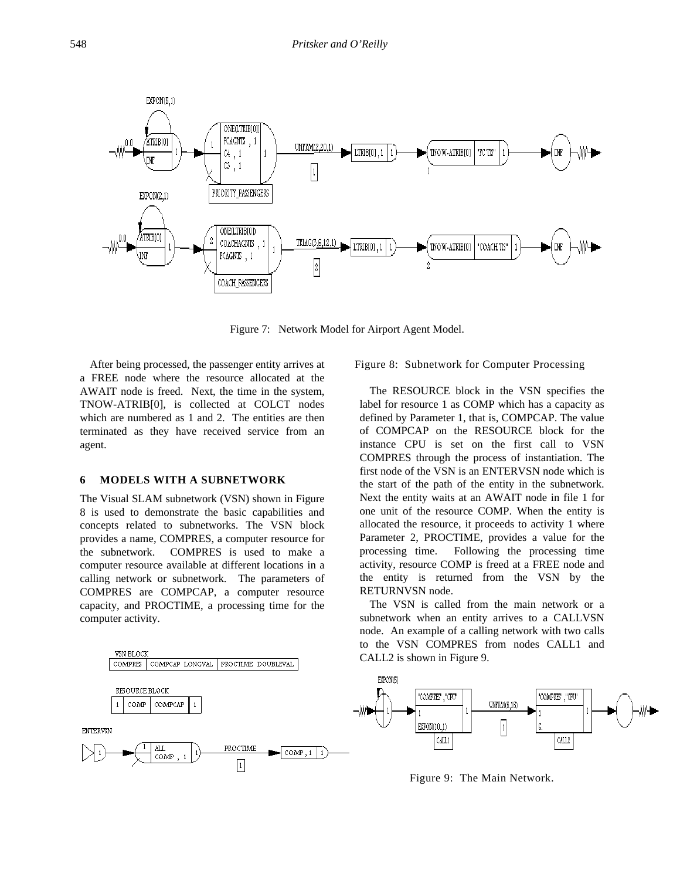Figure 7: Network Model for Airport Agent Model.

After being processed, the passenger entity arrives at a FREE node where the resource allocated at the AWAIT node is freed. Next, the time in the system, TNOW-ATRIB[0], is collected at COLCT nodes which are numbered as 1 and 2. The entities are then terminated as they have received service from an agent.

## 6 MODELS WITH A SUBNETWORK

The Visual SLAM subnetwork (VSN) shown in Figure 8 is used to demonstrate the basic capabilities and concepts related to subnetworks. The VSN block provides a name, COMPRES, a computer resource for the subnetwork. COMPRES is used to make a computer resource available at different locations in a calling network or subnetwork. The parameters of COMPRES are COMPCAP, a computer resource capacity, and PROCTIME, a processing time for the computer activity.

Figure 8: Subnetwork for Computer Processing

The RESOURCE block in the VSN specifies the label for resource 1 as COMP which has a capacity as defined by Parameter 1, that is, COMPCAP. The value of COMPCAP on the RESOURCE block for the instance CPU is set on the first call to VSN COMPRES through the process of instantiation. The first node of the VSN is an ENTERVSN node which is the start of the path of the entity in the subnetwork. Next the entity waits at an AWAIT node in file 1 for one unit of the resource COMP. When the entity is allocated the resource, it proceeds to activity 1 where Parameter 2, PROCTIME, provides a value for the processing time. Following the processing time activity, resource COMP is freed at a FREE node and the entity is returned from the VSN by the RETURNVSN node.

The VSN is called from the main network or a subnetwork when an entity arrives to a CALLVSN node. An example of a calling network with two calls to the VSN COMPRES from nodes CALL1 and CALL2 is shown in Figure 9.

Figure 9: The Main Network.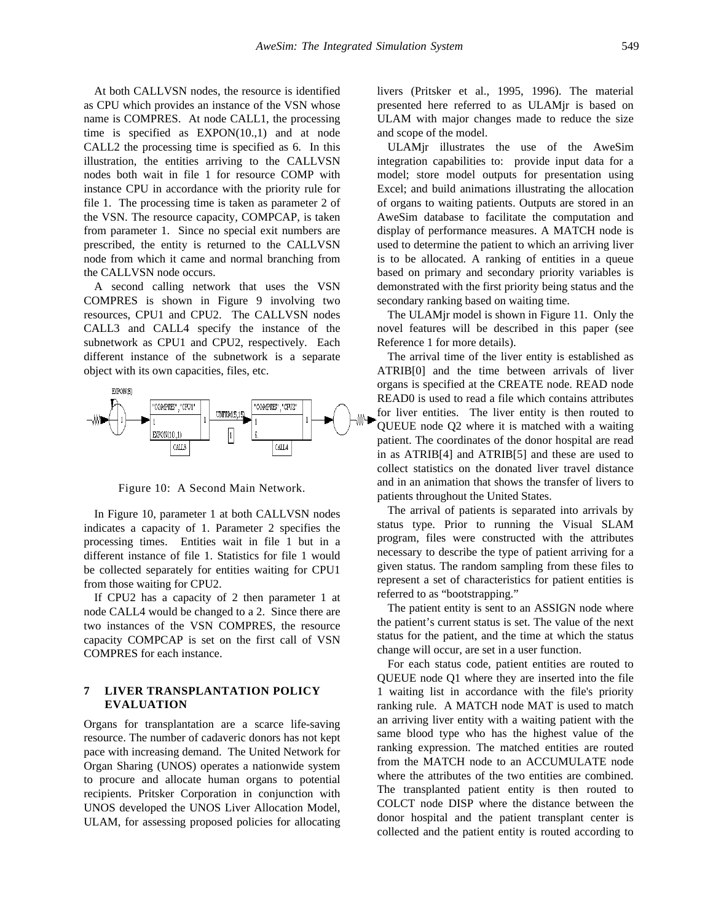At both CALLVSN nodes, the resource is identified as CPU which provides an instance of the VSN whose name is COMPRES. At node CALL1, the processing time is specified as EXPON(10.,1) and at node CALL2 the processing time is specified as 6. In this illustration, the entities arriving to the CALLVSN nodes both wait in file 1 for resource COMP with instance CPU in accordance with the priority rule for file 1. The processing time is taken as parameter 2 of the VSN. The resource capacity, COMPCAP, is taken from parameter 1. Since no special exit numbers are prescribed, the entity is returned to the CALLVSN node from which it came and normal branching from the CALLVSN node occurs.

A second calling network that uses the VSN COMPRES is shown in Figure 9 involving two resources, CPU1 and CPU2. The CALLVSN nodes CALL3 and CALL4 specify the instance of the subnetwork as CPU1 and CPU2, respectively. Each different instance of the subnetwork is a separate object with its own capacities, files, etc.

EXPON(5)

1

"COMPRES","CPU1"

1

EXPON(10.,1)

1

CALL3

UNFRM(5,15)

1

"COMPRES","CPU2"

1

6.

1

CALL4

Figure 10: A Second Main Network.

In Figure 10, parameter 1 at both CALLVSN nodes indicates a capacity of 1. Parameter 2 specifies the processing times. Entities wait in file 1 but in a different instance of file 1. Statistics for file 1 would be collected separately for entities waiting for CPU1 from those waiting for CPU2.

If CPU2 has a capacity of 2 then parameter 1 at node CALL4 would be changed to a 2. Since there are two instances of the VSN COMPRES, the resource capacity COMPCAP is set on the first call of VSN COMPRES for each instance.

## 7 LIVER TRANSPLANTATION POLICY EVALUATION

Organs for transplantation are a scarce life-saving resource. The number of cadaveric donors has not kept pace with increasing demand. The United Network for Organ Sharing (UNOS) operates a nationwide system to procure and allocate human organs to potential recipients. Pritsker Corporation in conjunction with UNOS developed the UNOS Liver Allocation Model, ULAM, for assessing proposed policies for allocating livers (Pritsker et al., 1995, 1996). The material presented here referred to as ULAMjr is based on ULAM with major changes made to reduce the size and scope of the model.

ULAMjr illustrates the use of the AweSim integration capabilities to: provide input data for a model; store model outputs for presentation using Excel; and build animations illustrating the allocation of organs to waiting patients. Outputs are stored in an AweSim database to facilitate the computation and display of performance measures. A MATCH node is used to determine the patient to which an arriving liver is to be allocated. A ranking of entities in a queue based on primary and secondary priority variables is demonstrated with the first priority being status and the secondary ranking based on waiting time.

The ULAMjr model is shown in Figure 11. Only the novel features will be described in this paper (see Reference 1 for more details).

The arrival time of the liver entity is established as ATRIB[0] and the time between arrivals of liver organs is specified at the CREATE node. READ node READ0 is used to read a file which contains attributes for liver entities. The liver entity is then routed to QUEUE node Q2 where it is matched with a waiting patient. The coordinates of the donor hospital are read in as ATRIB[4] and ATRIB[5] and these are used to collect statistics on the donated liver travel distance and in an animation that shows the transfer of livers to patients throughout the United States.

The arrival of patients is separated into arrivals by status type. Prior to running the Visual SLAM program, files were constructed with the attributes necessary to describe the type of patient arriving for a given status. The random sampling from these files to represent a set of characteristics for patient entities is referred to as "bootstrapping."

The patient entity is sent to an ASSIGN node where the patient's current status is set. The value of the next status for the patient, and the time at which the status change will occur, are set in a user function.

For each status code, patient entities are routed to QUEUE node Q1 where they are inserted into the file 1 waiting list in accordance with the file's priority ranking rule. A MATCH node MAT is used to match an arriving liver entity with a waiting patient with the same blood type who has the highest value of the ranking expression. The matched entities are routed from the MATCH node to an ACCUMULATE node where the attributes of the two entities are combined. The transplanted patient entity is then routed to COLCT node DISP where the distance between the donor hospital and the patient transplant center is collected and the patient entity is routed according to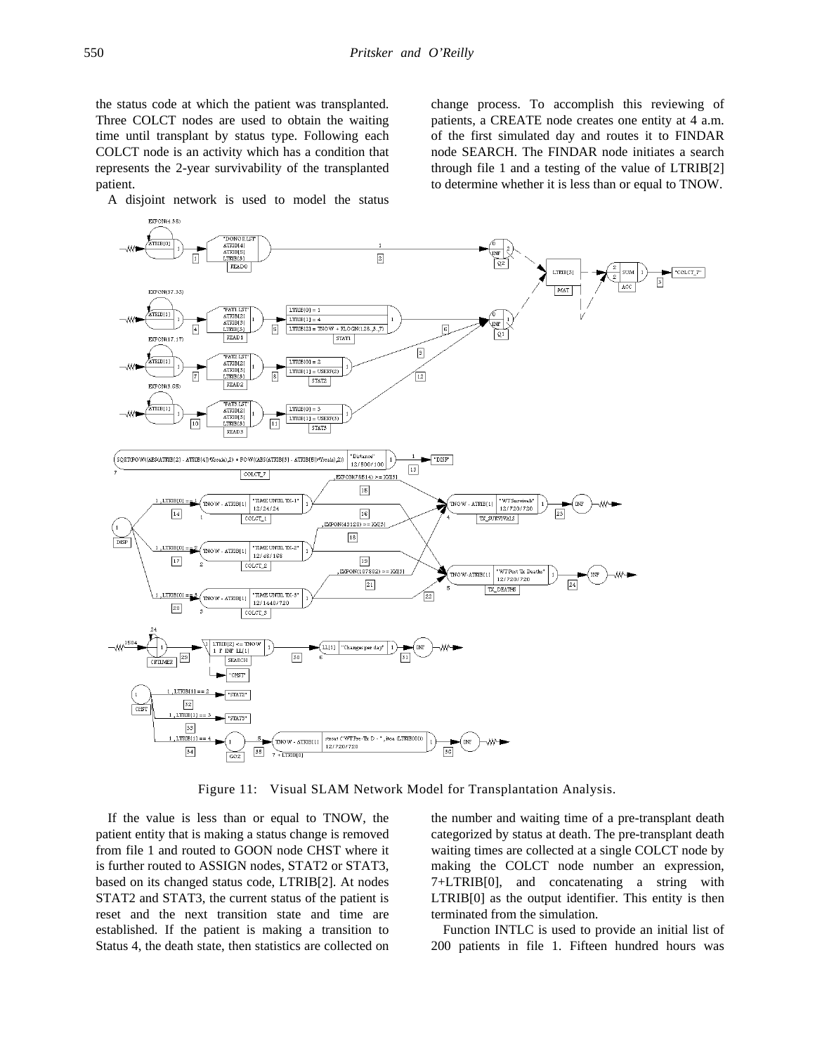the status code at which the patient was transplanted. Three COLCT nodes are used to obtain the waiting time until transplant by status type. Following each COLCT node is an activity which has a condition that represents the 2-year survivability of the transplanted patient.

A disjoint network is used to model the status change process. To accomplish this reviewing of patients, a CREATE node creates one entity at 4 a.m. of the first simulated day and routes it to FINDAR node SEARCH. The FINDAR node initiates a search through file 1 and a testing of the value of LTRIB[2] to determine whether it is less than or equal to TNOW.

Figure 11: Visual SLAM Network Model for Transplantation Analysis.

If the value is less than or equal to TNOW, the patient entity that is making a status change is removed from file 1 and routed to GOON node CHST where it is further routed to ASSIGN nodes, STAT2 or STAT3, based on its changed status code, LTRIB[2]. At nodes STAT2 and STAT3, the current status of the patient is reset and the next transition state and time are established. If the patient is making a transition to Status 4, the death state, then statistics are collected on the number and waiting time of a pre-transplant death categorized by status at death. The pre-transplant death waiting times are collected at a single COLCT node by making the COLCT node number an expression, 7+LTRIB[0], and concatenating a string with LTRIB[0] as the output identifier. This entity is then terminated from the simulation.

Function INTLC is used to provide an initial list of 200 patients in file 1. Fifteen hundred hours was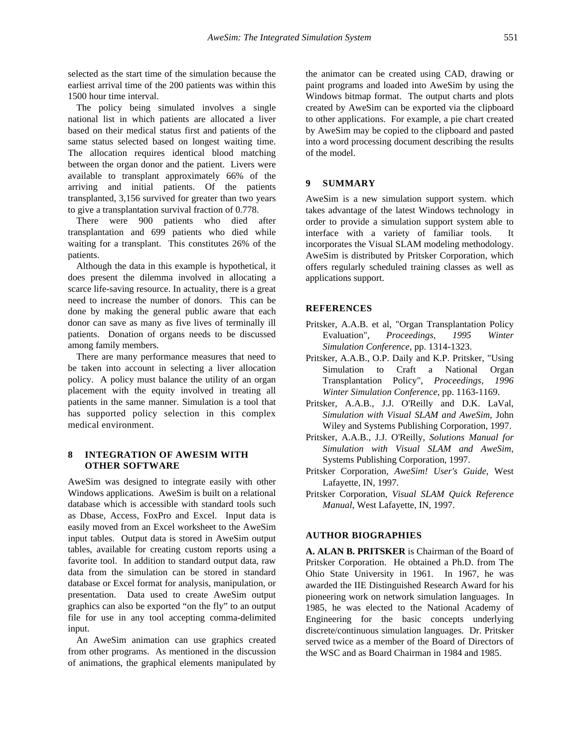selected as the start time of the simulation because the earliest arrival time of the 200 patients was within this 1500 hour time interval.

The policy being simulated involves a single national list in which patients are allocated a liver based on their medical status first and patients of the same status selected based on longest waiting time. The allocation requires identical blood matching between the organ donor and the patient. Livers were available to transplant approximately 66% of the arriving and initial patients. Of the patients transplanted, 3,156 survived for greater than two years to give a transplantation survival fraction of 0.778.

There were 900 patients who died after transplantation and 699 patients who died while waiting for a transplant. This constitutes 26% of the patients.

Although the data in this example is hypothetical, it does present the dilemma involved in allocating a scarce life-saving resource. In actuality, there is a great need to increase the number of donors. This can be done by making the general public aware that each donor can save as many as five lives of terminally ill patients. Donation of organs needs to be discussed among family members.

There are many performance measures that need to be taken into account in selecting a liver allocation policy. A policy must balance the utility of an organ placement with the equity involved in treating all patients in the same manner. Simulation is a tool that has supported policy selection in this complex medical environment.

## 8 INTEGRATION OF AWESIM WITH OTHER SOFTWARE

AweSim was designed to integrate easily with other Windows applications. AweSim is built on a relational database which is accessible with standard tools such as Dbase, Access, FoxPro and Excel. Input data is easily moved from an Excel worksheet to the AweSim input tables. Output data is stored in AweSim output tables, available for creating custom reports using a favorite tool. In addition to standard output data, raw data from the simulation can be stored in standard database or Excel format for analysis, manipulation, or presentation. Data used to create AweSim output graphics can also be exported "on the fly" to an output file for use in any tool accepting comma-delimited input.

An AweSim animation can use graphics created from other programs. As mentioned in the discussion of animations, the graphical elements manipulated by the animator can be created using CAD, drawing or paint programs and loaded into AweSim by using the Windows bitmap format. The output charts and plots created by AweSim can be exported via the clipboard to other applications. For example, a pie chart created by AweSim may be copied to the clipboard and pasted into a word processing document describing the results of the model.

## 9 SUMMARY

AweSim is a new simulation support system. which takes advantage of the latest Windows technology in order to provide a simulation support system able to interface with a variety of familiar tools. It incorporates the Visual SLAM modeling methodology. AweSim is distributed by Pritsker Corporation, which offers regularly scheduled training classes as well as applications support.

## REFERENCES

Pritsker, A.A.B. et al, "Organ Transplantation Policy Evaluation", *Proceedings, 1995 Winter Simulation Conference*, pp. 1314-1323.

Pritsker, A.A.B., O.P. Daily and K.P. Pritsker, "Using Simulation to Craft a National Organ Transplantation Policy", *Proceedings, 1996 Winter Simulation Conference*, pp. 1163-1169.

Pritsker, A.A.B., J.J. O'Reilly and D.K. LaVal, *Simulation with Visual SLAM and AweSim*, John Wiley and Systems Publishing Corporation, 1997.

Pritsker, A.A.B., J.J. O'Reilly, *Solutions Manual for Simulation with Visual SLAM and AweSim*, Systems Publishing Corporation, 1997.

Pritsker Corporation, *AweSim! User's Guide*, West Lafayette, IN, 1997.

Pritsker Corporation, *Visual SLAM Quick Reference Manual*, West Lafayette, IN, 1997.

## AUTHOR BIOGRAPHIES

**A. ALAN B. PRITSKER** is Chairman of the Board of Pritsker Corporation. He obtained a Ph.D. from The Ohio State University in 1961. In 1967, he was awarded the IIE Distinguished Research Award for his pioneering work on network simulation languages. In 1985, he was elected to the National Academy of Engineering for the basic concepts underlying discrete/continuous simulation languages. Dr. Pritsker served twice as a member of the Board of Directors of the WSC and as Board Chairman in 1984 and 1985.